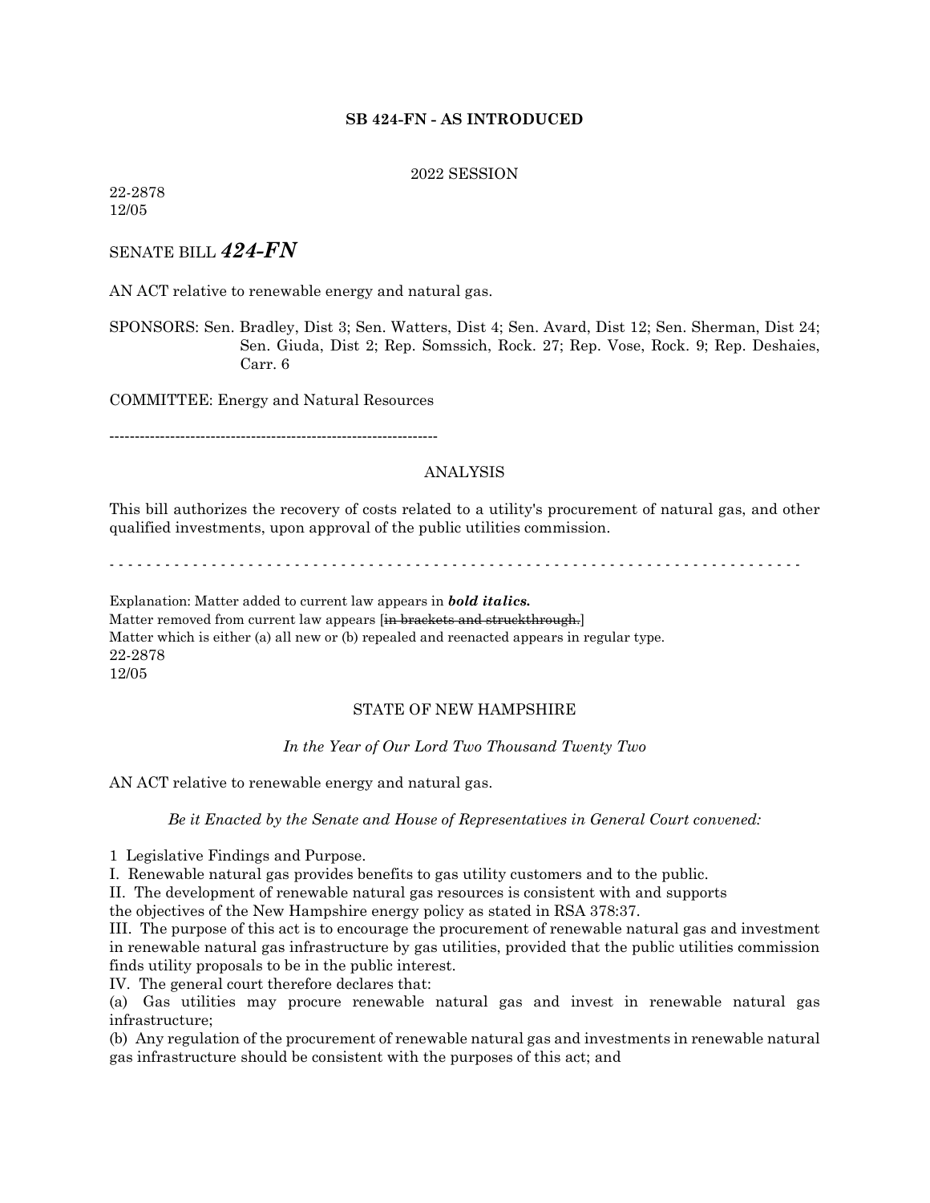**SB 424-FN - AS INTRODUCED**

2022 SESSION

22-2878
12/05

SENATE BILL ***424-FN***

AN ACT relative to renewable energy and natural gas.

SPONSORS: Sen. Bradley, Dist 3; Sen. Watters, Dist 4; Sen. Avard, Dist 12; Sen. Sherman, Dist 24; Sen. Giuda, Dist 2; Rep. Somssich, Rock. 27; Rep. Vose, Rock. 9; Rep. Deshaies, Carr. 6

COMMITTEE: Energy and Natural Resources

-----------------------------------------------------------------

ANALYSIS

This bill authorizes the recovery of costs related to a utility's procurement of natural gas, and other qualified investments, upon approval of the public utilities commission.

- - - - - - - - - - - - - - - - - - - - - - - - - - - - - - - - - - - - - - - - - - - - - - - - - - - - - - - - - - - - - - - - - - - - - - - - - -

Explanation: Matter added to current law appears in ***bold italics.***
Matter removed from current law appears [~~in brackets and struckthrough.~~]
Matter which is either (a) all new or (b) repealed and reenacted appears in regular type.
22-2878
12/05

STATE OF NEW HAMPSHIRE

*In the Year of Our Lord Two Thousand Twenty Two*

AN ACT relative to renewable energy and natural gas.

*Be it Enacted by the Senate and House of Representatives in General Court convened:*

1 Legislative Findings and Purpose.

I. Renewable natural gas provides benefits to gas utility customers and to the public.

II. The development of renewable natural gas resources is consistent with and supports the objectives of the New Hampshire energy policy as stated in RSA 378:37.

III. The purpose of this act is to encourage the procurement of renewable natural gas and investment in renewable natural gas infrastructure by gas utilities, provided that the public utilities commission finds utility proposals to be in the public interest.

IV. The general court therefore declares that:

(a) Gas utilities may procure renewable natural gas and invest in renewable natural gas infrastructure;

(b) Any regulation of the procurement of renewable natural gas and investments in renewable natural gas infrastructure should be consistent with the purposes of this act; and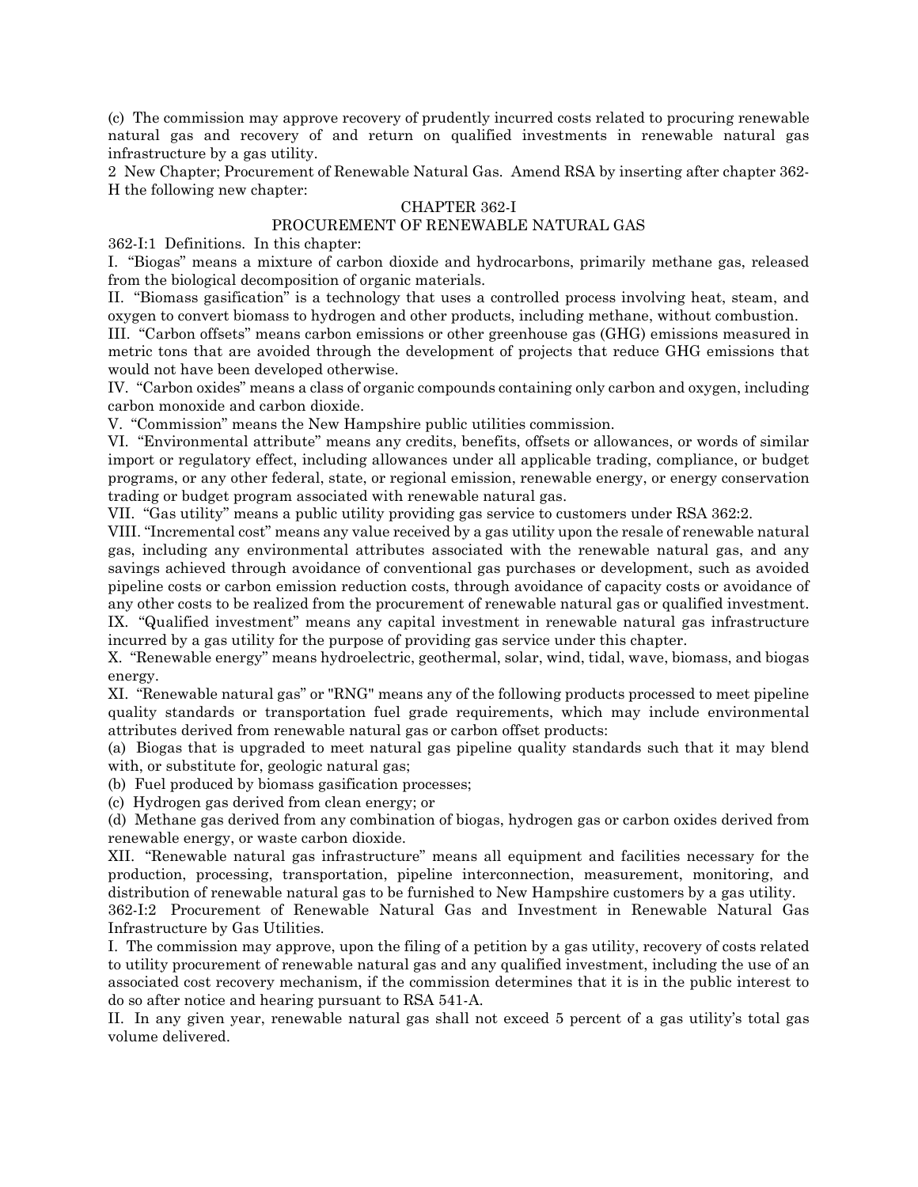(c) The commission may approve recovery of prudently incurred costs related to procuring renewable natural gas and recovery of and return on qualified investments in renewable natural gas infrastructure by a gas utility.

2 New Chapter; Procurement of Renewable Natural Gas. Amend RSA by inserting after chapter 362-H the following new chapter:

CHAPTER 362-I

PROCUREMENT OF RENEWABLE NATURAL GAS

362-I:1 Definitions. In this chapter:

I. "Biogas" means a mixture of carbon dioxide and hydrocarbons, primarily methane gas, released from the biological decomposition of organic materials.

II. "Biomass gasification" is a technology that uses a controlled process involving heat, steam, and oxygen to convert biomass to hydrogen and other products, including methane, without combustion.

III. "Carbon offsets" means carbon emissions or other greenhouse gas (GHG) emissions measured in metric tons that are avoided through the development of projects that reduce GHG emissions that would not have been developed otherwise.

IV. "Carbon oxides" means a class of organic compounds containing only carbon and oxygen, including carbon monoxide and carbon dioxide.

V. "Commission" means the New Hampshire public utilities commission.

VI. "Environmental attribute" means any credits, benefits, offsets or allowances, or words of similar import or regulatory effect, including allowances under all applicable trading, compliance, or budget programs, or any other federal, state, or regional emission, renewable energy, or energy conservation trading or budget program associated with renewable natural gas.

VII. "Gas utility" means a public utility providing gas service to customers under RSA 362:2.

VIII. "Incremental cost" means any value received by a gas utility upon the resale of renewable natural gas, including any environmental attributes associated with the renewable natural gas, and any savings achieved through avoidance of conventional gas purchases or development, such as avoided pipeline costs or carbon emission reduction costs, through avoidance of capacity costs or avoidance of any other costs to be realized from the procurement of renewable natural gas or qualified investment.

IX. "Qualified investment" means any capital investment in renewable natural gas infrastructure incurred by a gas utility for the purpose of providing gas service under this chapter.

X. "Renewable energy" means hydroelectric, geothermal, solar, wind, tidal, wave, biomass, and biogas energy.

XI. "Renewable natural gas" or "RNG" means any of the following products processed to meet pipeline quality standards or transportation fuel grade requirements, which may include environmental attributes derived from renewable natural gas or carbon offset products:

(a) Biogas that is upgraded to meet natural gas pipeline quality standards such that it may blend with, or substitute for, geologic natural gas;

(b) Fuel produced by biomass gasification processes;

(c) Hydrogen gas derived from clean energy; or

(d) Methane gas derived from any combination of biogas, hydrogen gas or carbon oxides derived from renewable energy, or waste carbon dioxide.

XII. "Renewable natural gas infrastructure" means all equipment and facilities necessary for the production, processing, transportation, pipeline interconnection, measurement, monitoring, and distribution of renewable natural gas to be furnished to New Hampshire customers by a gas utility.

362-I:2 Procurement of Renewable Natural Gas and Investment in Renewable Natural Gas Infrastructure by Gas Utilities.

I. The commission may approve, upon the filing of a petition by a gas utility, recovery of costs related to utility procurement of renewable natural gas and any qualified investment, including the use of an associated cost recovery mechanism, if the commission determines that it is in the public interest to do so after notice and hearing pursuant to RSA 541-A.

II. In any given year, renewable natural gas shall not exceed 5 percent of a gas utility's total gas volume delivered.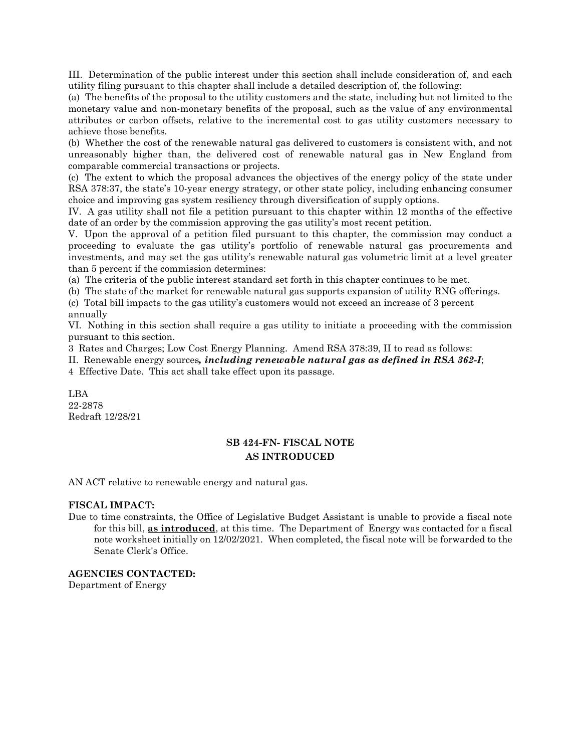III. Determination of the public interest under this section shall include consideration of, and each utility filing pursuant to this chapter shall include a detailed description of, the following:

(a) The benefits of the proposal to the utility customers and the state, including but not limited to the monetary value and non-monetary benefits of the proposal, such as the value of any environmental attributes or carbon offsets, relative to the incremental cost to gas utility customers necessary to achieve those benefits.

(b) Whether the cost of the renewable natural gas delivered to customers is consistent with, and not unreasonably higher than, the delivered cost of renewable natural gas in New England from comparable commercial transactions or projects.

(c) The extent to which the proposal advances the objectives of the energy policy of the state under RSA 378:37, the state's 10-year energy strategy, or other state policy, including enhancing consumer choice and improving gas system resiliency through diversification of supply options.

IV. A gas utility shall not file a petition pursuant to this chapter within 12 months of the effective date of an order by the commission approving the gas utility's most recent petition.

V. Upon the approval of a petition filed pursuant to this chapter, the commission may conduct a proceeding to evaluate the gas utility's portfolio of renewable natural gas procurements and investments, and may set the gas utility's renewable natural gas volumetric limit at a level greater than 5 percent if the commission determines:

(a) The criteria of the public interest standard set forth in this chapter continues to be met.

(b) The state of the market for renewable natural gas supports expansion of utility RNG offerings.

(c) Total bill impacts to the gas utility's customers would not exceed an increase of 3 percent annually

VI. Nothing in this section shall require a gas utility to initiate a proceeding with the commission pursuant to this section.

3 Rates and Charges; Low Cost Energy Planning. Amend RSA 378:39, II to read as follows:

II. Renewable energy sources***, including renewable natural gas as defined in RSA 362-I***;

4 Effective Date. This act shall take effect upon its passage.

LBA
22-2878
Redraft 12/28/21

**SB 424-FN- FISCAL NOTE**
**AS INTRODUCED**

AN ACT relative to renewable energy and natural gas.

**FISCAL IMPACT:**

Due to time constraints, the Office of Legislative Budget Assistant is unable to provide a fiscal note for this bill, **as introduced**, at this time. The Department of Energy was contacted for a fiscal note worksheet initially on 12/02/2021. When completed, the fiscal note will be forwarded to the Senate Clerk's Office.

**AGENCIES CONTACTED:**

Department of Energy